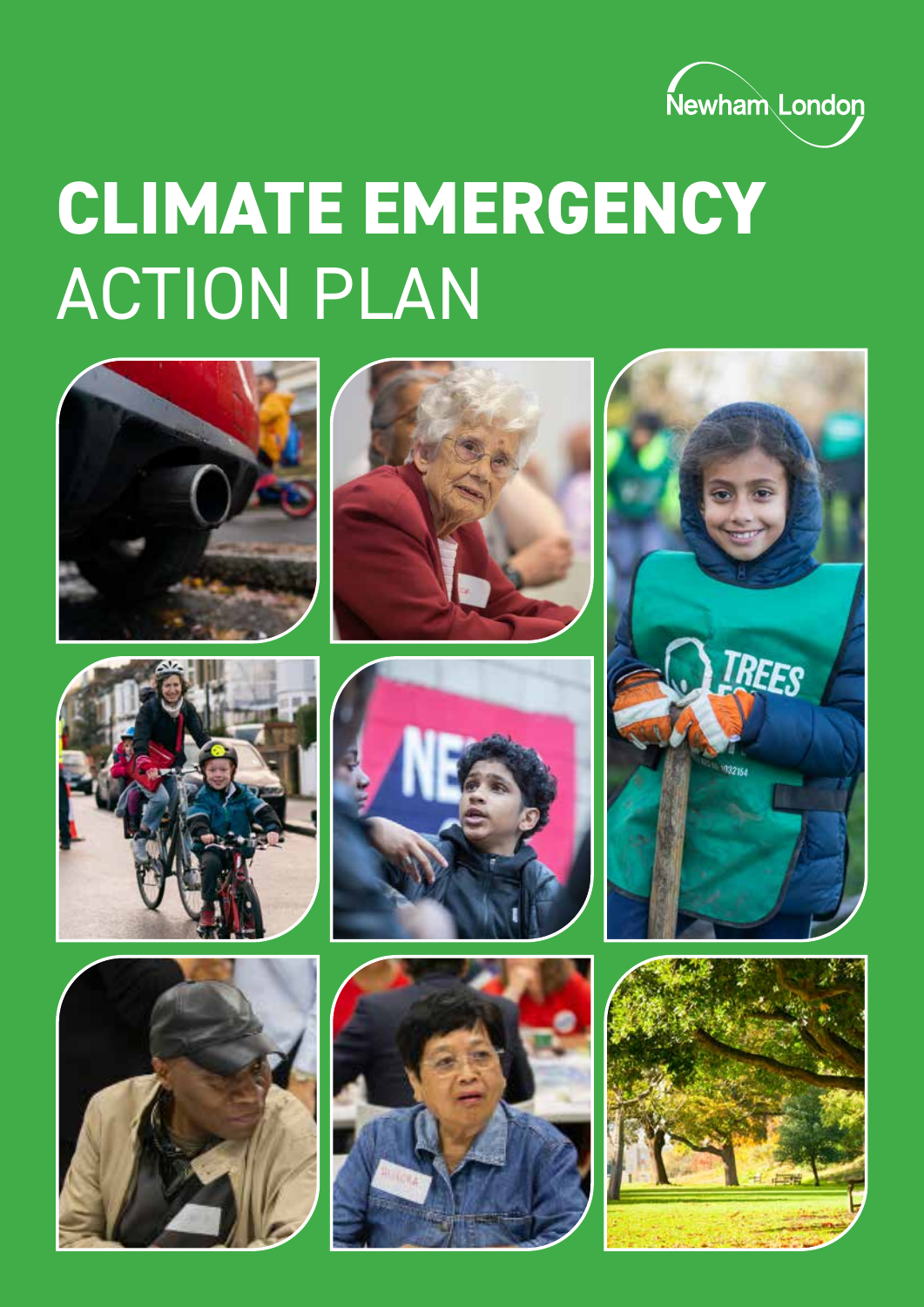Newham London

# CLIMATE EMERGENCY ACTION PLAN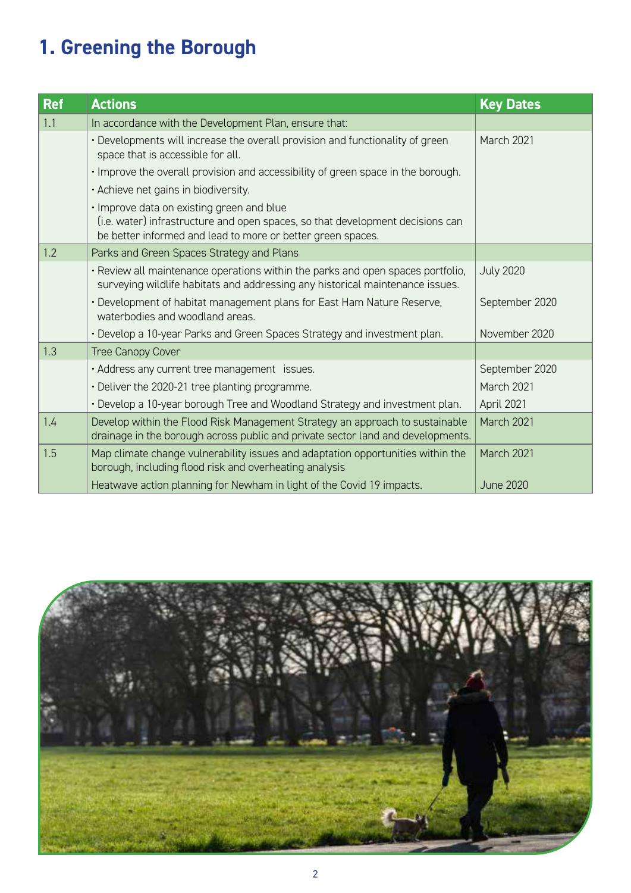# 1. Greening the Borough

| Ref | Actions | Key Dates |
|---|---|---|
| 1.1 | In accordance with the Development Plan, ensure that: | |
| | • Developments will increase the overall provision and functionality of green space that is accessible for all. | March 2021 |
| | • Improve the overall provision and accessibility of green space in the borough. | |
| | • Achieve net gains in biodiversity. | |
| | • Improve data on existing green and blue (i.e. water) infrastructure and open spaces, so that development decisions can be better informed and lead to more or better green spaces. | |
| 1.2 | Parks and Green Spaces Strategy and Plans | |
| | • Review all maintenance operations within the parks and open spaces portfolio, surveying wildlife habitats and addressing any historical maintenance issues. | July 2020 |
| | • Development of habitat management plans for East Ham Nature Reserve, waterbodies and woodland areas. | September 2020 |
| | • Develop a 10-year Parks and Green Spaces Strategy and investment plan. | November 2020 |
| 1.3 | Tree Canopy Cover | |
| | • Address any current tree management issues. | September 2020 |
| | • Deliver the 2020-21 tree planting programme. | March 2021 |
| | • Develop a 10-year borough Tree and Woodland Strategy and investment plan. | April 2021 |
| 1.4 | Develop within the Flood Risk Management Strategy an approach to sustainable drainage in the borough across public and private sector land and developments. | March 2021 |
| 1.5 | Map climate change vulnerability issues and adaptation opportunities within the borough, including flood risk and overheating analysis | March 2021 |
| | Heatwave action planning for Newham in light of the Covid 19 impacts. | June 2020 |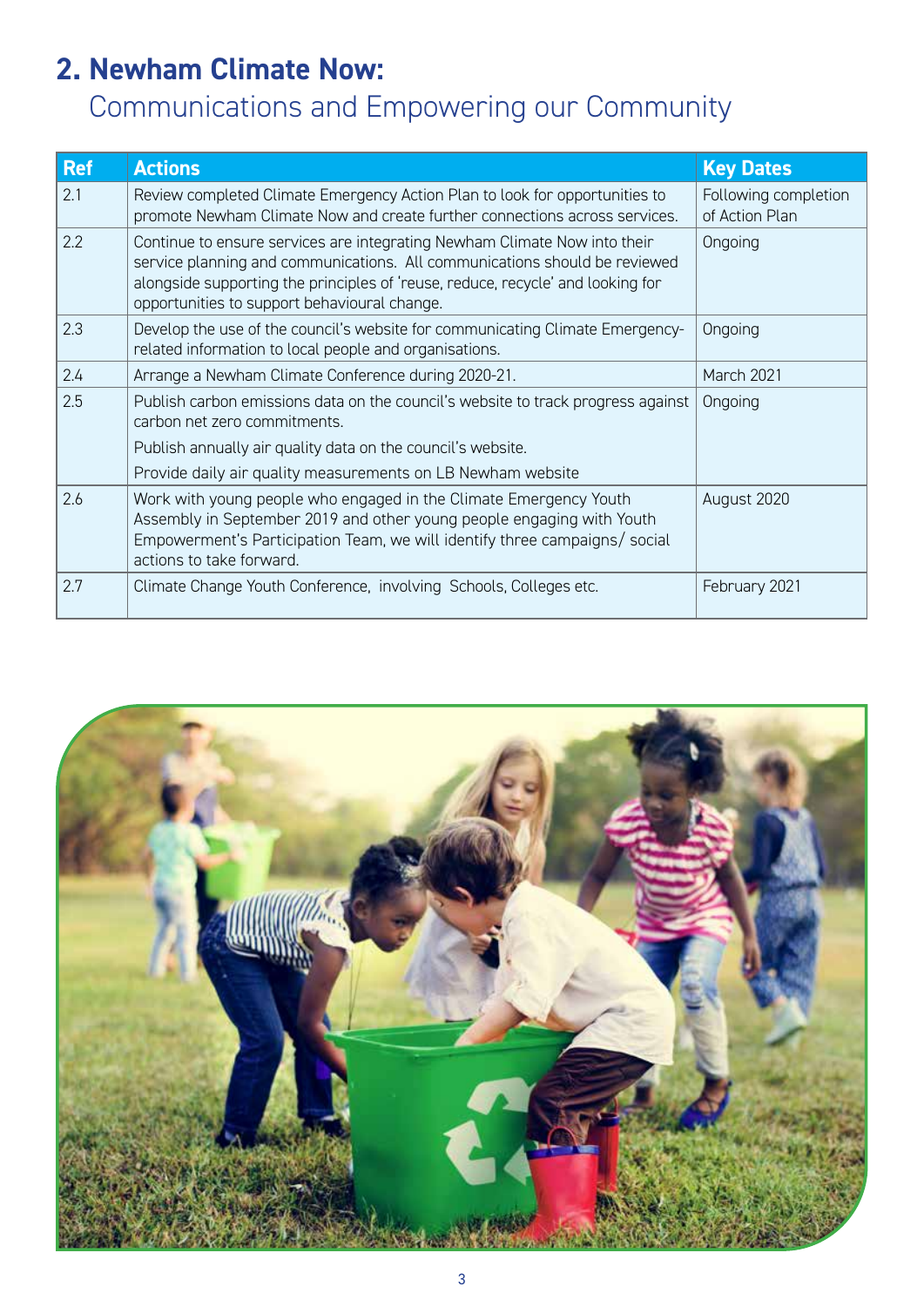## 2. Newham Climate Now:

Communications and Empowering our Community

| Ref | Actions | Key Dates |
|---|---|---|
| 2.1 | Review completed Climate Emergency Action Plan to look for opportunities to promote Newham Climate Now and create further connections across services. | Following completion of Action Plan |
| 2.2 | Continue to ensure services are integrating Newham Climate Now into their service planning and communications. All communications should be reviewed alongside supporting the principles of 'reuse, reduce, recycle' and looking for opportunities to support behavioural change. | Ongoing |
| 2.3 | Develop the use of the council's website for communicating Climate Emergency-related information to local people and organisations. | Ongoing |
| 2.4 | Arrange a Newham Climate Conference during 2020-21. | March 2021 |
| 2.5 | Publish carbon emissions data on the council's website to track progress against carbon net zero commitments.<br><br>Publish annually air quality data on the council's website.<br><br>Provide daily air quality measurements on LB Newham website | Ongoing |
| 2.6 | Work with young people who engaged in the Climate Emergency Youth Assembly in September 2019 and other young people engaging with Youth Empowerment's Participation Team, we will identify three campaigns/ social actions to take forward. | August 2020 |
| 2.7 | Climate Change Youth Conference, involving Schools, Colleges etc. | February 2021 |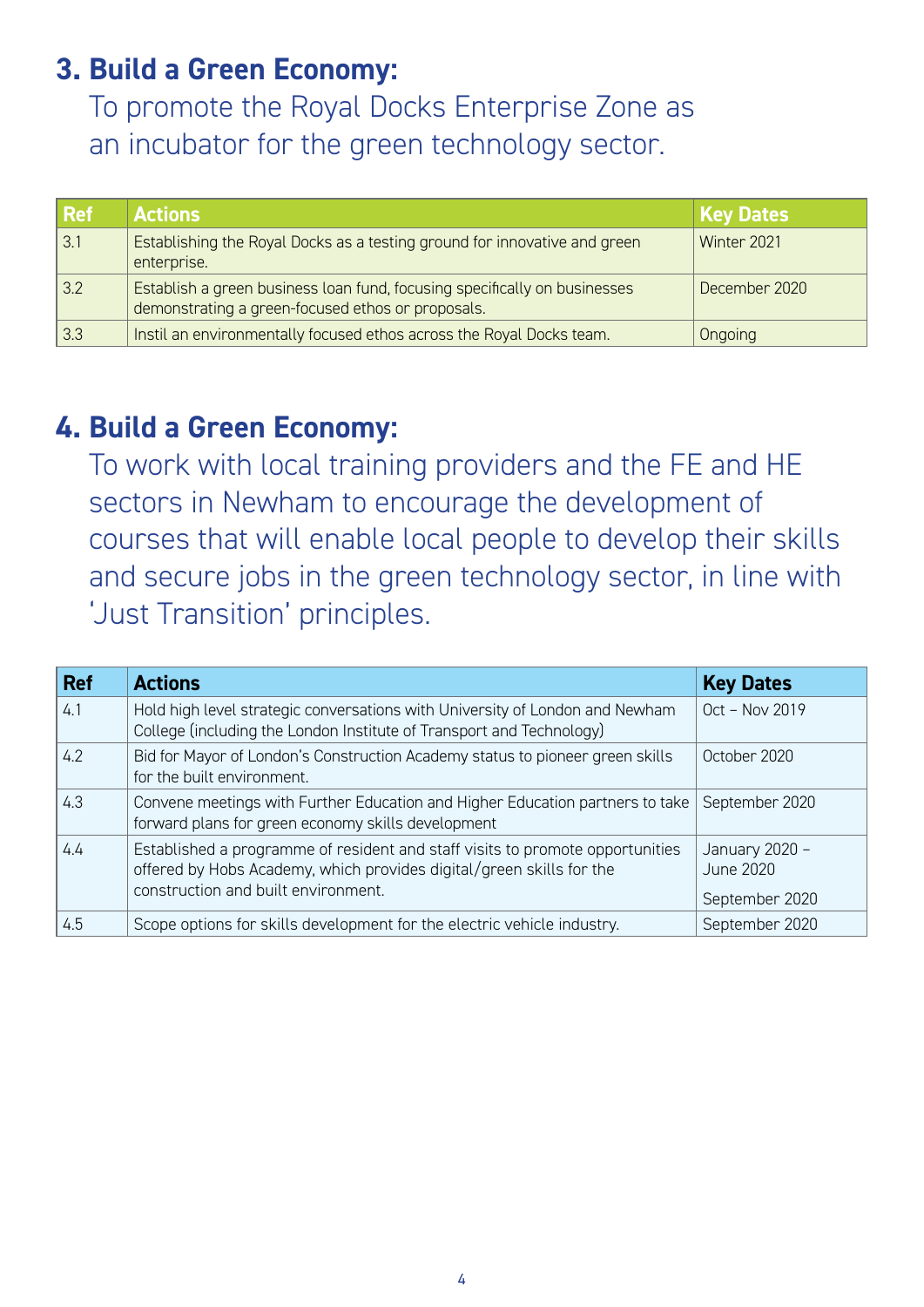## 3. Build a Green Economy:

To promote the Royal Docks Enterprise Zone as an incubator for the green technology sector.

| Ref | Actions | Key Dates |
|---|---|---|
| 3.1 | Establishing the Royal Docks as a testing ground for innovative and green enterprise. | Winter 2021 |
| 3.2 | Establish a green business loan fund, focusing specifically on businesses demonstrating a green-focused ethos or proposals. | December 2020 |
| 3.3 | Instil an environmentally focused ethos across the Royal Docks team. | Ongoing |

## 4. Build a Green Economy:

To work with local training providers and the FE and HE sectors in Newham to encourage the development of courses that will enable local people to develop their skills and secure jobs in the green technology sector, in line with 'Just Transition' principles.

| Ref | Actions | Key Dates |
|---|---|---|
| 4.1 | Hold high level strategic conversations with University of London and Newham College (including the London Institute of Transport and Technology) | Oct – Nov 2019 |
| 4.2 | Bid for Mayor of London's Construction Academy status to pioneer green skills for the built environment. | October 2020 |
| 4.3 | Convene meetings with Further Education and Higher Education partners to take forward plans for green economy skills development | September 2020 |
| 4.4 | Established a programme of resident and staff visits to promote opportunities offered by Hobs Academy, which provides digital/green skills for the construction and built environment. | January 2020 – June 2020<br>September 2020 |
| 4.5 | Scope options for skills development for the electric vehicle industry. | September 2020 |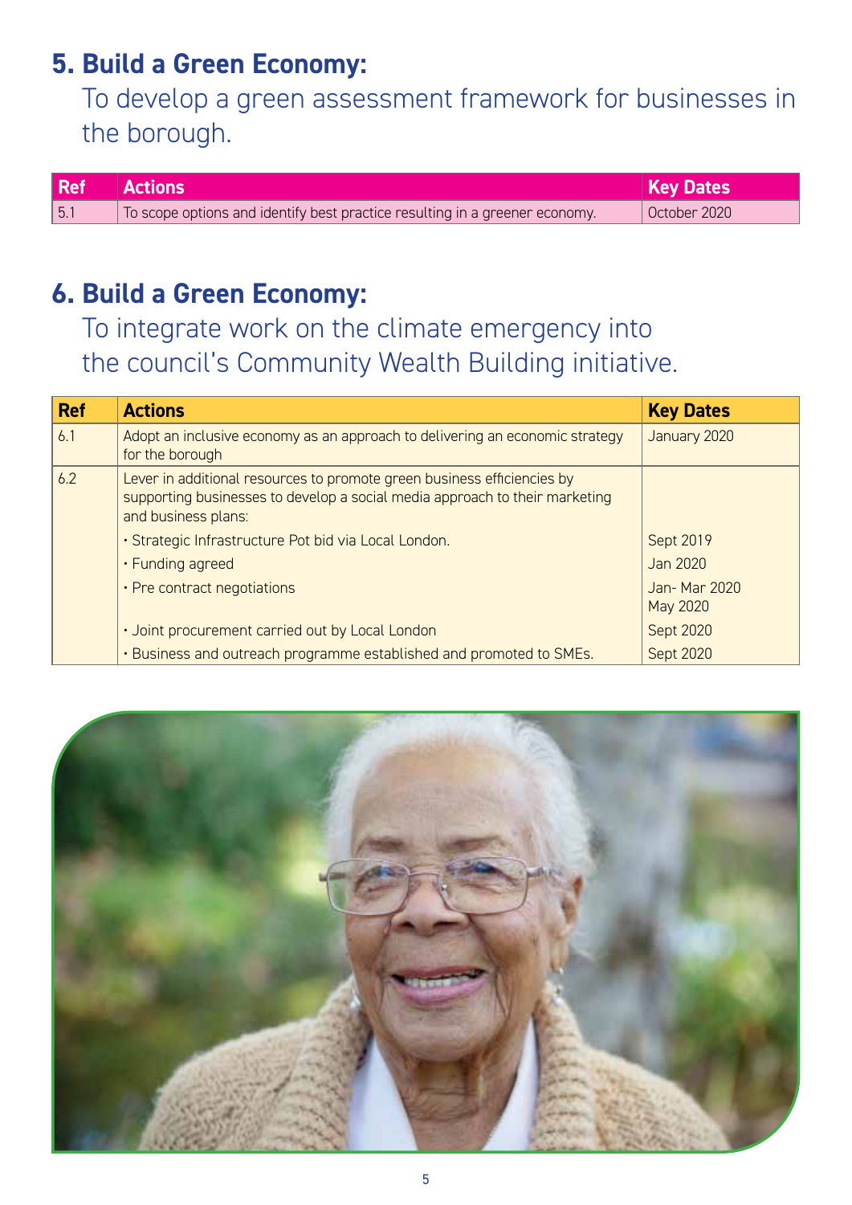## 5. Build a Green Economy:

To develop a green assessment framework for businesses in the borough.

| Ref | Actions | Key Dates |
|---|---|---|
| 5.1 | To scope options and identify best practice resulting in a greener economy. | October 2020 |

## 6. Build a Green Economy:

To integrate work on the climate emergency into the council's Community Wealth Building initiative.

| Ref | Actions | Key Dates |
|---|---|---|
| 6.1 | Adopt an inclusive economy as an approach to delivering an economic strategy for the borough | January 2020 |
| 6.2 | Lever in additional resources to promote green business efficiencies by supporting businesses to develop a social media approach to their marketing and business plans: | |
| | • Strategic Infrastructure Pot bid via Local London. | Sept 2019 |
| | • Funding agreed | Jan 2020 |
| | • Pre contract negotiations | Jan- Mar 2020 May 2020 |
| | • Joint procurement carried out by Local London | Sept 2020 |
| | • Business and outreach programme established and promoted to SMEs. | Sept 2020 |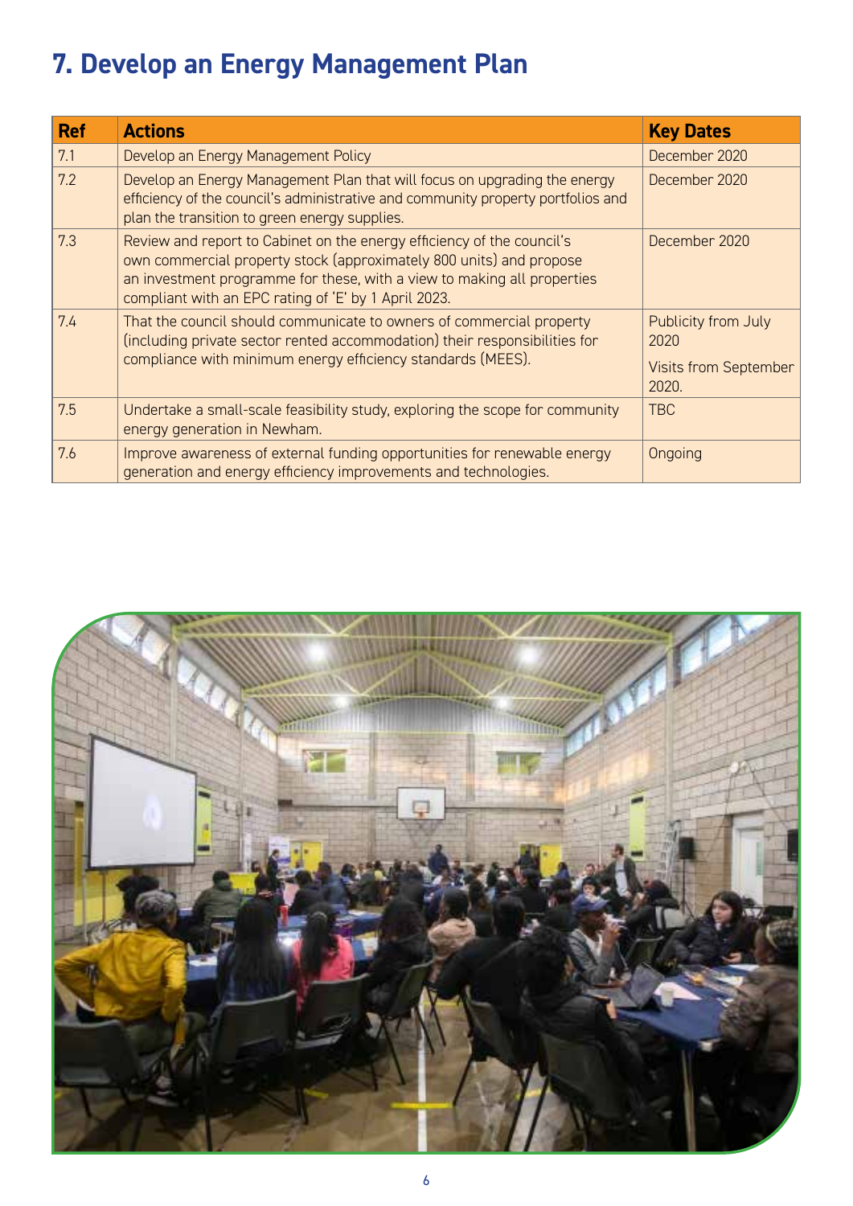# 7. Develop an Energy Management Plan

| Ref | Actions | Key Dates |
|---|---|---|
| 7.1 | Develop an Energy Management Policy | December 2020 |
| 7.2 | Develop an Energy Management Plan that will focus on upgrading the energy efficiency of the council's administrative and community property portfolios and plan the transition to green energy supplies. | December 2020 |
| 7.3 | Review and report to Cabinet on the energy efficiency of the council's own commercial property stock (approximately 800 units) and propose an investment programme for these, with a view to making all properties compliant with an EPC rating of 'E' by 1 April 2023. | December 2020 |
| 7.4 | That the council should communicate to owners of commercial property (including private sector rented accommodation) their responsibilities for compliance with minimum energy efficiency standards (MEES). | Publicity from July 2020<br><br>Visits from September 2020. |
| 7.5 | Undertake a small-scale feasibility study, exploring the scope for community energy generation in Newham. | TBC |
| 7.6 | Improve awareness of external funding opportunities for renewable energy generation and energy efficiency improvements and technologies. | Ongoing |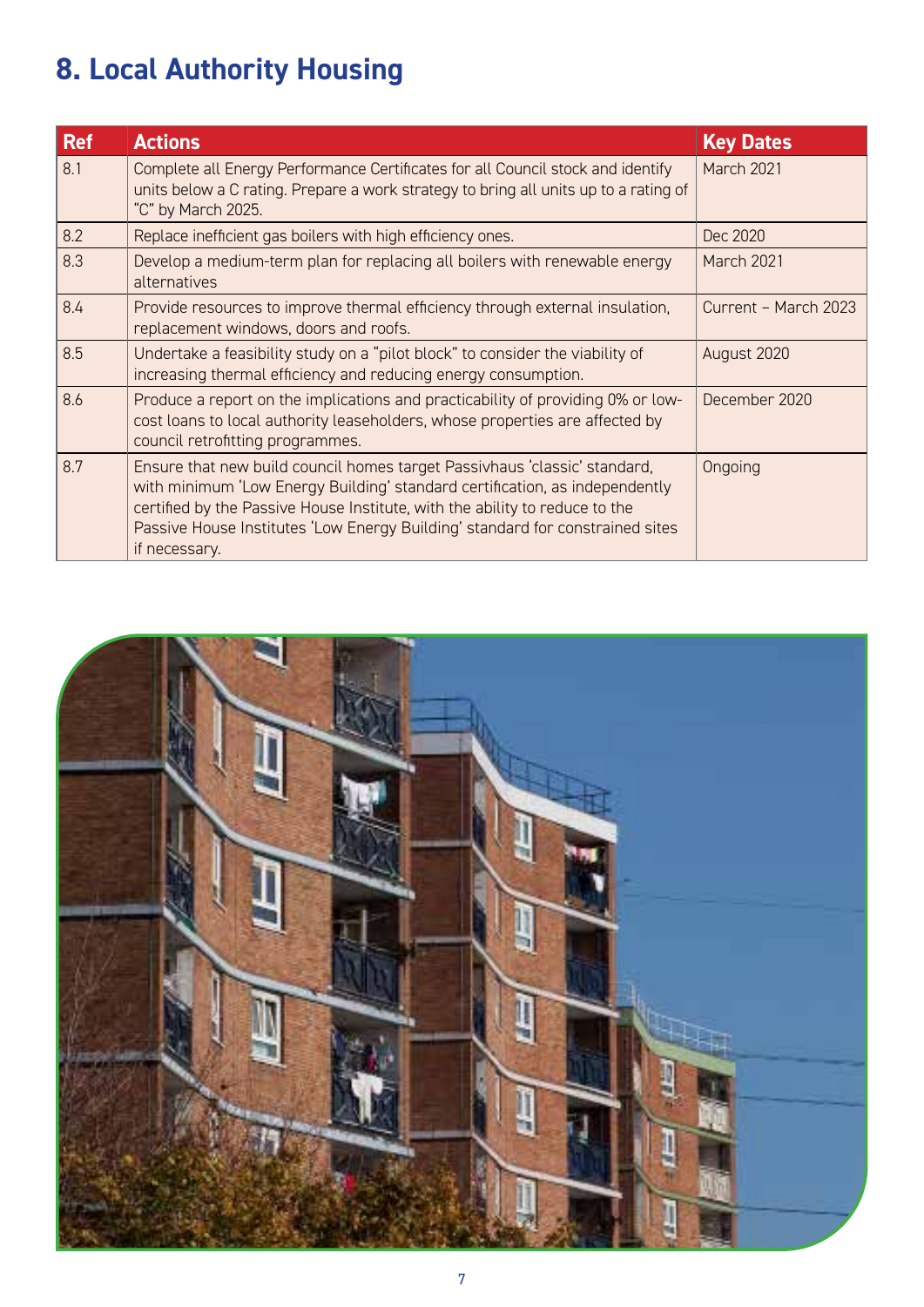# 8. Local Authority Housing

| Ref | Actions | Key Dates |
|---|---|---|
| 8.1 | Complete all Energy Performance Certificates for all Council stock and identify units below a C rating. Prepare a work strategy to bring all units up to a rating of "C" by March 2025. | March 2021 |
| 8.2 | Replace inefficient gas boilers with high efficiency ones. | Dec 2020 |
| 8.3 | Develop a medium-term plan for replacing all boilers with renewable energy alternatives | March 2021 |
| 8.4 | Provide resources to improve thermal efficiency through external insulation, replacement windows, doors and roofs. | Current – March 2023 |
| 8.5 | Undertake a feasibility study on a "pilot block" to consider the viability of increasing thermal efficiency and reducing energy consumption. | August 2020 |
| 8.6 | Produce a report on the implications and practicability of providing 0% or low-cost loans to local authority leaseholders, whose properties are affected by council retrofitting programmes. | December 2020 |
| 8.7 | Ensure that new build council homes target Passivhaus 'classic' standard, with minimum 'Low Energy Building' standard certification, as independently certified by the Passive House Institute, with the ability to reduce to the Passive House Institutes 'Low Energy Building' standard for constrained sites if necessary. | Ongoing |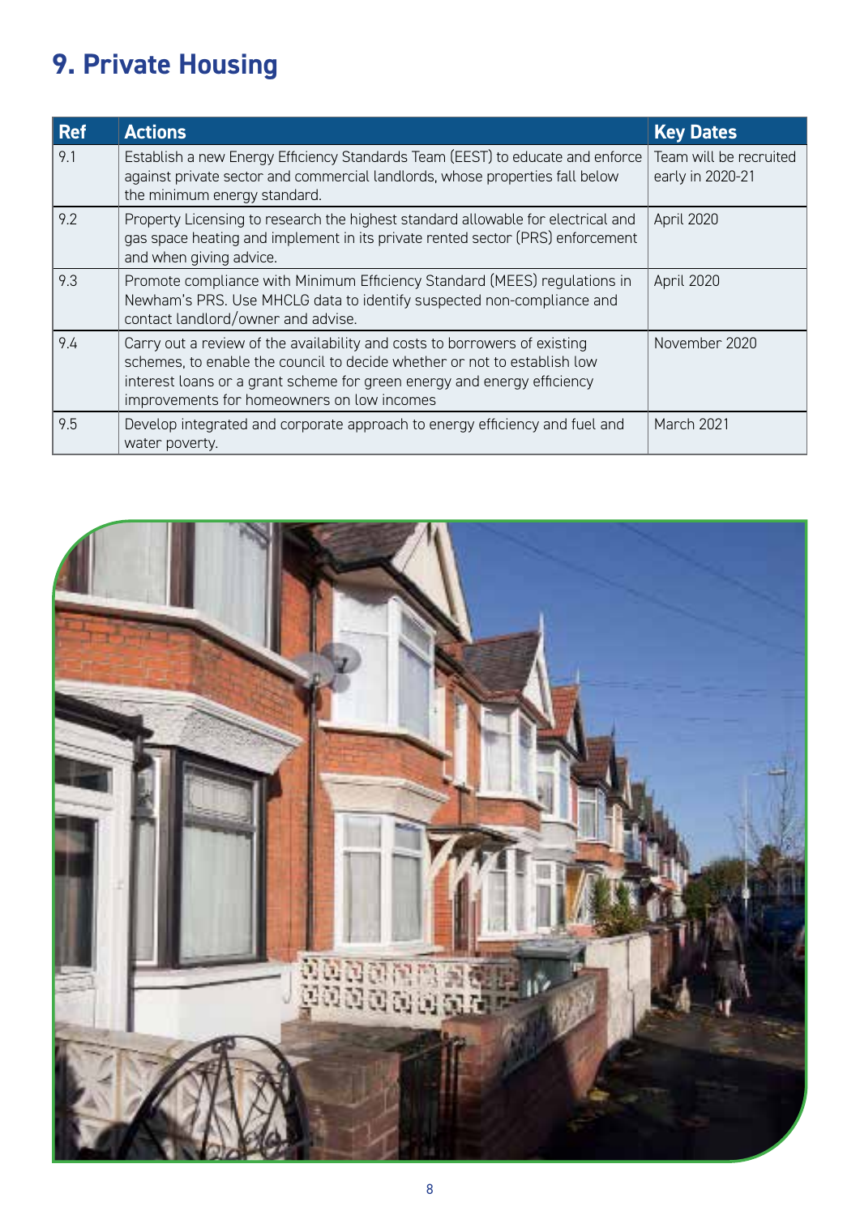# 9. Private Housing

| Ref | Actions | Key Dates |
|---|---|---|
| 9.1 | Establish a new Energy Efficiency Standards Team (EEST) to educate and enforce against private sector and commercial landlords, whose properties fall below the minimum energy standard. | Team will be recruited early in 2020-21 |
| 9.2 | Property Licensing to research the highest standard allowable for electrical and gas space heating and implement in its private rented sector (PRS) enforcement and when giving advice. | April 2020 |
| 9.3 | Promote compliance with Minimum Efficiency Standard (MEES) regulations in Newham's PRS. Use MHCLG data to identify suspected non-compliance and contact landlord/owner and advise. | April 2020 |
| 9.4 | Carry out a review of the availability and costs to borrowers of existing schemes, to enable the council to decide whether or not to establish low interest loans or a grant scheme for green energy and energy efficiency improvements for homeowners on low incomes | November 2020 |
| 9.5 | Develop integrated and corporate approach to energy efficiency and fuel and water poverty. | March 2021 |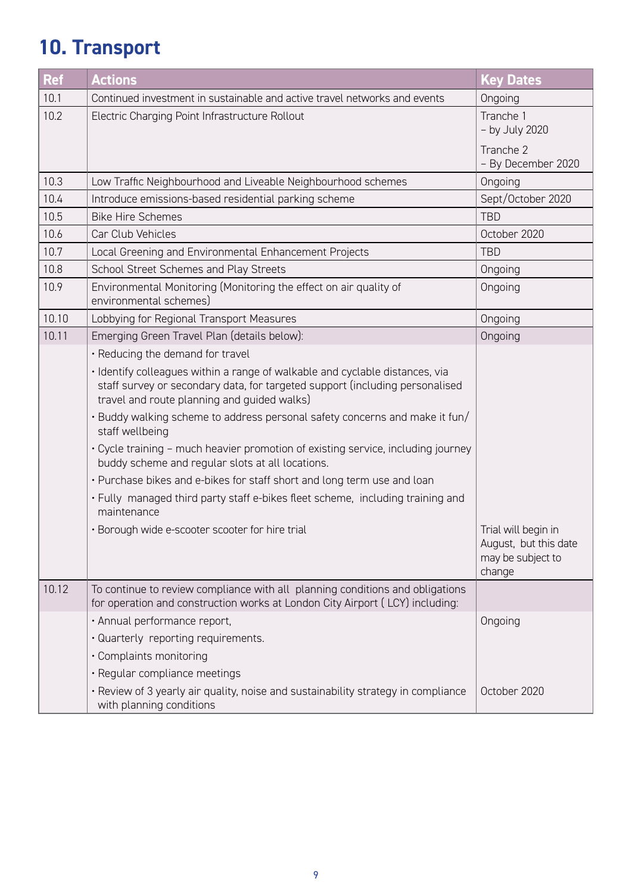# 10. Transport

| Ref | Actions | Key Dates |
|---|---|---|
| 10.1 | Continued investment in sustainable and active travel networks and events | Ongoing |
| 10.2 | Electric Charging Point Infrastructure Rollout | Tranche 1 – by July 2020<br><br>Tranche 2 – By December 2020 |
| 10.3 | Low Traffic Neighbourhood and Liveable Neighbourhood schemes | Ongoing |
| 10.4 | Introduce emissions-based residential parking scheme | Sept/October 2020 |
| 10.5 | Bike Hire Schemes | TBD |
| 10.6 | Car Club Vehicles | October 2020 |
| 10.7 | Local Greening and Environmental Enhancement Projects | TBD |
| 10.8 | School Street Schemes and Play Streets | Ongoing |
| 10.9 | Environmental Monitoring (Monitoring the effect on air quality of environmental schemes) | Ongoing |
| 10.10 | Lobbying for Regional Transport Measures | Ongoing |
| 10.11 | Emerging Green Travel Plan (details below): | Ongoing |
| | • Reducing the demand for travel | |
| | • Identify colleagues within a range of walkable and cyclable distances, via staff survey or secondary data, for targeted support (including personalised travel and route planning and guided walks) | |
| | • Buddy walking scheme to address personal safety concerns and make it fun/ staff wellbeing | |
| | • Cycle training – much heavier promotion of existing service, including journey buddy scheme and regular slots at all locations. | |
| | • Purchase bikes and e-bikes for staff short and long term use and loan | |
| | • Fully managed third party staff e-bikes fleet scheme, including training and maintenance | |
| | • Borough wide e-scooter scooter for hire trial | Trial will begin in August, but this date may be subject to change |
| 10.12 | To continue to review compliance with all planning conditions and obligations for operation and construction works at London City Airport ( LCY) including: | |
| | • Annual performance report, | Ongoing |
| | • Quarterly reporting requirements. | |
| | • Complaints monitoring | |
| | • Regular compliance meetings | |
| | • Review of 3 yearly air quality, noise and sustainability strategy in compliance with planning conditions | October 2020 |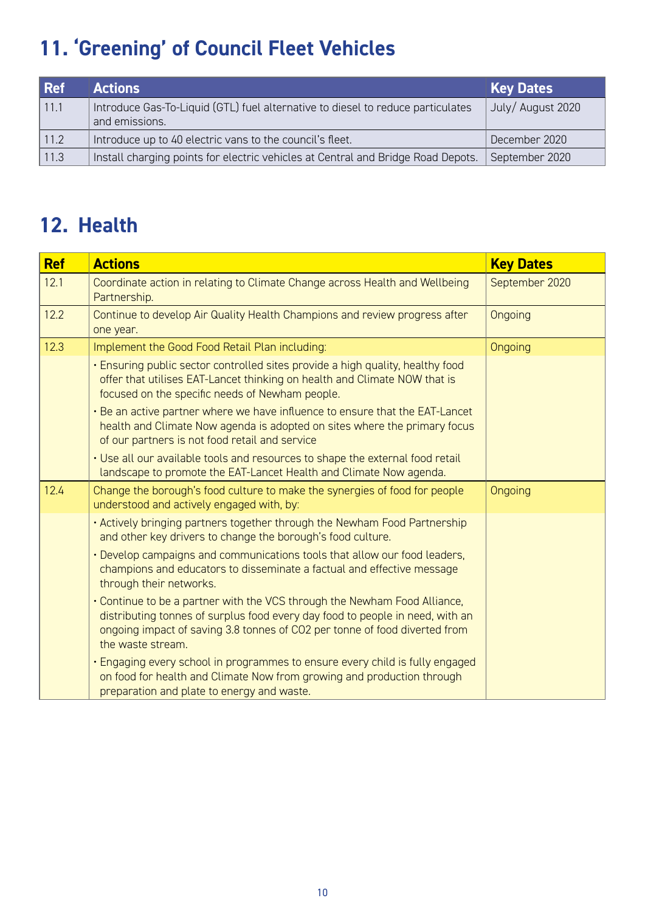# 11. 'Greening' of Council Fleet Vehicles

| Ref | Actions | Key Dates |
|---|---|---|
| 11.1 | Introduce Gas-To-Liquid (GTL) fuel alternative to diesel to reduce particulates and emissions. | July/ August 2020 |
| 11.2 | Introduce up to 40 electric vans to the council's fleet. | December 2020 |
| 11.3 | Install charging points for electric vehicles at Central and Bridge Road Depots. | September 2020 |

# 12. Health

| Ref | Actions | Key Dates |
|---|---|---|
| 12.1 | Coordinate action in relating to Climate Change across Health and Wellbeing Partnership. | September 2020 |
| 12.2 | Continue to develop Air Quality Health Champions and review progress after one year. | Ongoing |
| 12.3 | Implement the Good Food Retail Plan including: | Ongoing |
| | • Ensuring public sector controlled sites provide a high quality, healthy food offer that utilises EAT-Lancet thinking on health and Climate NOW that is focused on the specific needs of Newham people.<br>• Be an active partner where we have influence to ensure that the EAT-Lancet health and Climate Now agenda is adopted on sites where the primary focus of our partners is not food retail and service<br>• Use all our available tools and resources to shape the external food retail landscape to promote the EAT-Lancet Health and Climate Now agenda. | |
| 12.4 | Change the borough's food culture to make the synergies of food for people understood and actively engaged with, by: | Ongoing |
| | • Actively bringing partners together through the Newham Food Partnership and other key drivers to change the borough's food culture.<br>• Develop campaigns and communications tools that allow our food leaders, champions and educators to disseminate a factual and effective message through their networks.<br>• Continue to be a partner with the VCS through the Newham Food Alliance, distributing tonnes of surplus food every day food to people in need, with an ongoing impact of saving 3.8 tonnes of $CO_2$ per tonne of food diverted from the waste stream.<br>• Engaging every school in programmes to ensure every child is fully engaged on food for health and Climate Now from growing and production through preparation and plate to energy and waste. | |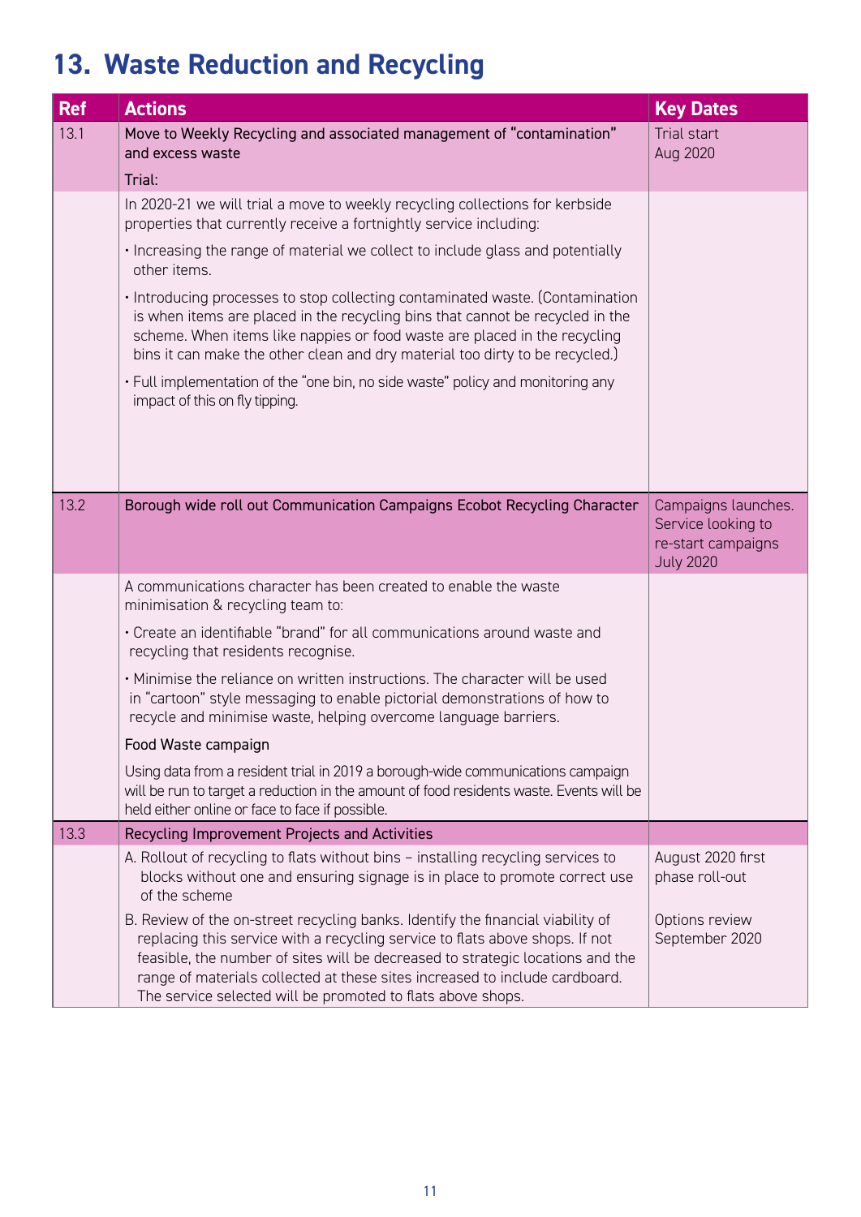# 13. Waste Reduction and Recycling

| Ref | Actions | Key Dates |
|---|---|---|
| 13.1 | Move to Weekly Recycling and associated management of "contamination" and excess waste<br><br>Trial: | Trial start<br>Aug 2020 |
| | In 2020-21 we will trial a move to weekly recycling collections for kerbside properties that currently receive a fortnightly service including:<br><br>• Increasing the range of material we collect to include glass and potentially other items.<br><br>• Introducing processes to stop collecting contaminated waste. (Contamination is when items are placed in the recycling bins that cannot be recycled in the scheme. When items like nappies or food waste are placed in the recycling bins it can make the other clean and dry material too dirty to be recycled.)<br><br>• Full implementation of the "one bin, no side waste" policy and monitoring any impact of this on fly tipping. | |
| 13.2 | Borough wide roll out Communication Campaigns Ecobot Recycling Character | Campaigns launches. Service looking to re-start campaigns July 2020 |
| | A communications character has been created to enable the waste minimisation & recycling team to:<br><br>• Create an identifiable "brand" for all communications around waste and recycling that residents recognise.<br><br>• Minimise the reliance on written instructions. The character will be used in "cartoon" style messaging to enable pictorial demonstrations of how to recycle and minimise waste, helping overcome language barriers.<br><br>Food Waste campaign<br><br>Using data from a resident trial in 2019 a borough-wide communications campaign will be run to target a reduction in the amount of food residents waste. Events will be held either online or face to face if possible. | |
| 13.3 | Recycling Improvement Projects and Activities | |
| | A. Rollout of recycling to flats without bins – installing recycling services to blocks without one and ensuring signage is in place to promote correct use of the scheme | August 2020 first phase roll-out |
| | B. Review of the on-street recycling banks. Identify the financial viability of replacing this service with a recycling service to flats above shops. If not feasible, the number of sites will be decreased to strategic locations and the range of materials collected at these sites increased to include cardboard. The service selected will be promoted to flats above shops. | Options review September 2020 |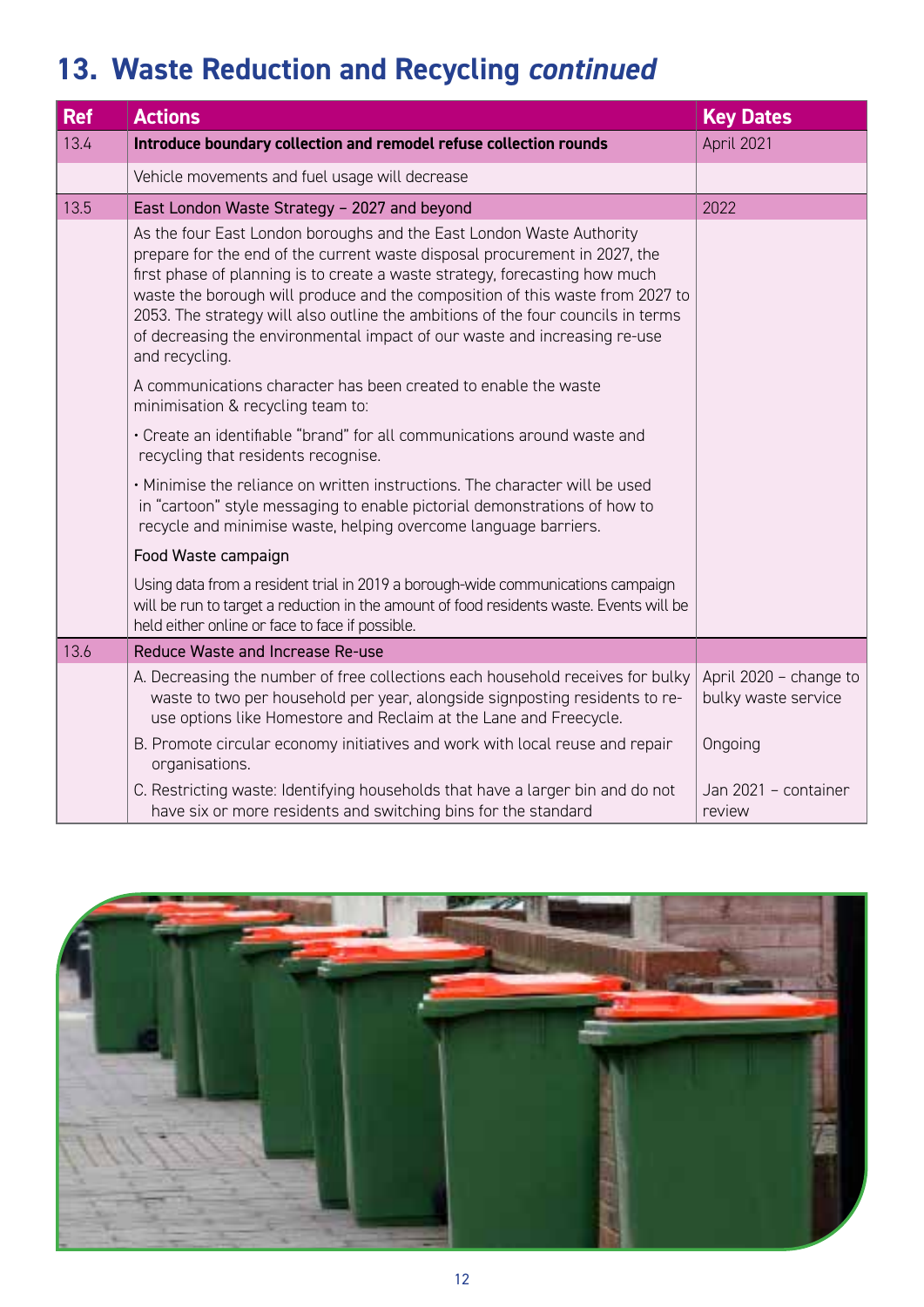# 13. Waste Reduction and Recycling *continued*

| Ref | Actions | Key Dates |
|---|---|---|
| 13.4 | **Introduce boundary collection and remodel refuse collection rounds** | April 2021 |
| | Vehicle movements and fuel usage will decrease | |
| 13.5 | East London Waste Strategy – 2027 and beyond | 2022 |
| | As the four East London boroughs and the East London Waste Authority prepare for the end of the current waste disposal procurement in 2027, the first phase of planning is to create a waste strategy, forecasting how much waste the borough will produce and the composition of this waste from 2027 to 2053. The strategy will also outline the ambitions of the four councils in terms of decreasing the environmental impact of our waste and increasing re-use and recycling.<br><br>A communications character has been created to enable the waste minimisation & recycling team to:<br><br>• Create an identifiable "brand" for all communications around waste and recycling that residents recognise.<br><br>• Minimise the reliance on written instructions. The character will be used in "cartoon" style messaging to enable pictorial demonstrations of how to recycle and minimise waste, helping overcome language barriers.<br><br>Food Waste campaign<br><br>Using data from a resident trial in 2019 a borough-wide communications campaign will be run to target a reduction in the amount of food residents waste. Events will be held either online or face to face if possible. | |
| 13.6 | Reduce Waste and Increase Re-use | |
| | A. Decreasing the number of free collections each household receives for bulky waste to two per household per year, alongside signposting residents to re-use options like Homestore and Reclaim at the Lane and Freecycle. | April 2020 – change to bulky waste service |
| | B. Promote circular economy initiatives and work with local reuse and repair organisations. | Ongoing |
| | C. Restricting waste: Identifying households that have a larger bin and do not have six or more residents and switching bins for the standard | Jan 2021 – container review |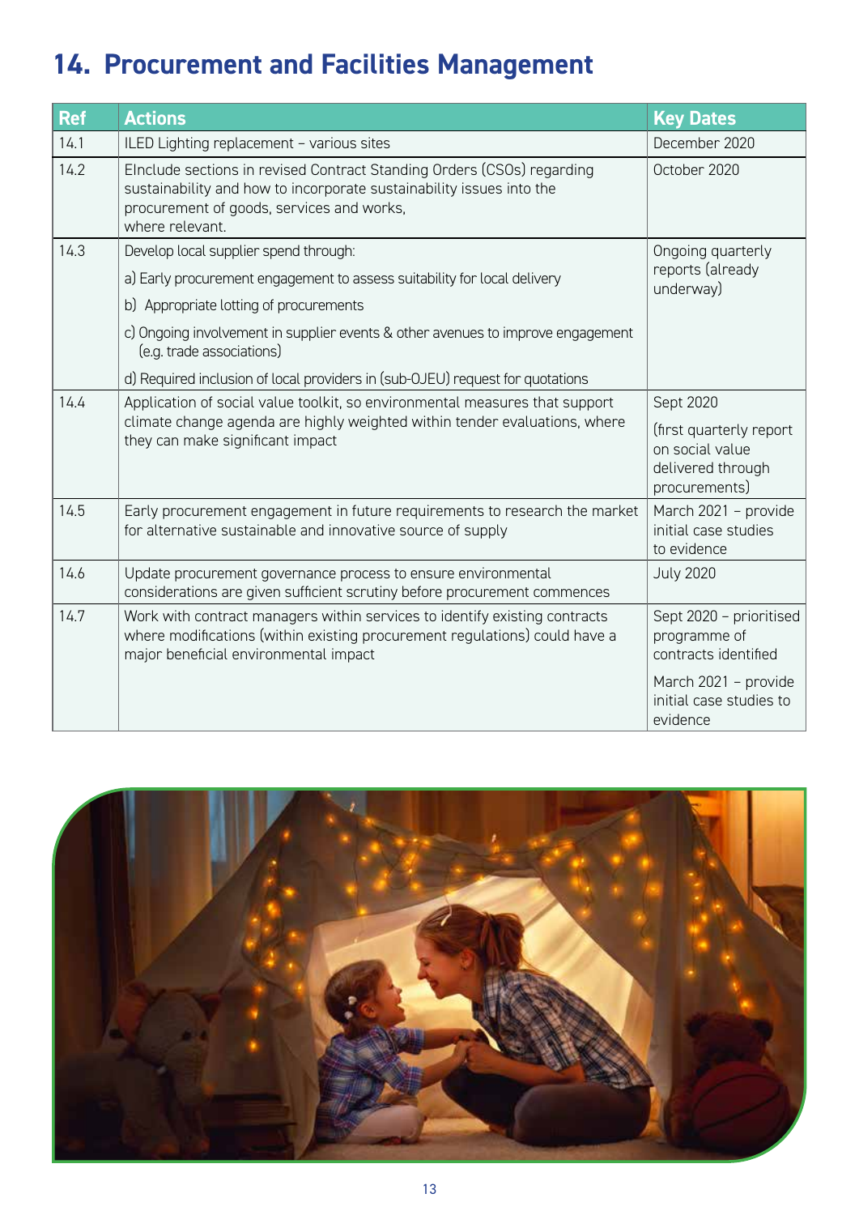# 14. Procurement and Facilities Management

| Ref | Actions | Key Dates |
|---|---|---|
| 14.1 | ILED Lighting replacement – various sites | December 2020 |
| 14.2 | EInclude sections in revised Contract Standing Orders (CSOs) regarding sustainability and how to incorporate sustainability issues into the procurement of goods, services and works, where relevant. | October 2020 |
| 14.3 | Develop local supplier spend through:<br>a) Early procurement engagement to assess suitability for local delivery<br>b) Appropriate lotting of procurements<br>c) Ongoing involvement in supplier events & other avenues to improve engagement (e.g. trade associations)<br>d) Required inclusion of local providers in (sub-OJEU) request for quotations | Ongoing quarterly reports (already underway) |
| 14.4 | Application of social value toolkit, so environmental measures that support climate change agenda are highly weighted within tender evaluations, where they can make significant impact | Sept 2020<br>(first quarterly report on social value delivered through procurements) |
| 14.5 | Early procurement engagement in future requirements to research the market for alternative sustainable and innovative source of supply | March 2021 – provide initial case studies to evidence |
| 14.6 | Update procurement governance process to ensure environmental considerations are given sufficient scrutiny before procurement commences | July 2020 |
| 14.7 | Work with contract managers within services to identify existing contracts where modifications (within existing procurement regulations) could have a major beneficial environmental impact | Sept 2020 – prioritised programme of contracts identified<br>March 2021 – provide initial case studies to evidence |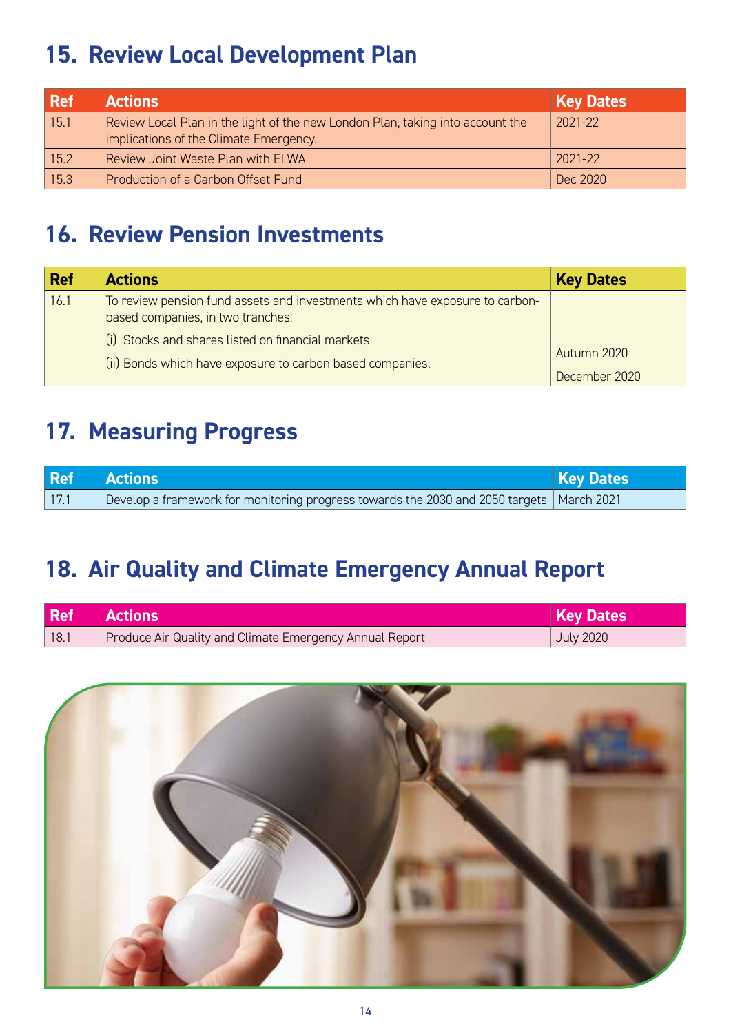## 15. Review Local Development Plan

| Ref | Actions | Key Dates |
|---|---|---|
| 15.1 | Review Local Plan in the light of the new London Plan, taking into account the implications of the Climate Emergency. | 2021-22 |
| 15.2 | Review Joint Waste Plan with ELWA | 2021-22 |
| 15.3 | Production of a Carbon Offset Fund | Dec 2020 |

## 16. Review Pension Investments

| Ref | Actions | Key Dates |
|---|---|---|
| 16.1 | To review pension fund assets and investments which have exposure to carbon-based companies, in two tranches:<br>(i) Stocks and shares listed on financial markets<br>(ii) Bonds which have exposure to carbon based companies. | Autumn 2020<br>December 2020 |

## 17. Measuring Progress

| Ref | Actions | Key Dates |
|---|---|---|
| 17.1 | Develop a framework for monitoring progress towards the 2030 and 2050 targets | March 2021 |

## 18. Air Quality and Climate Emergency Annual Report

| Ref | Actions | Key Dates |
|---|---|---|
| 18.1 | Produce Air Quality and Climate Emergency Annual Report | July 2020 |